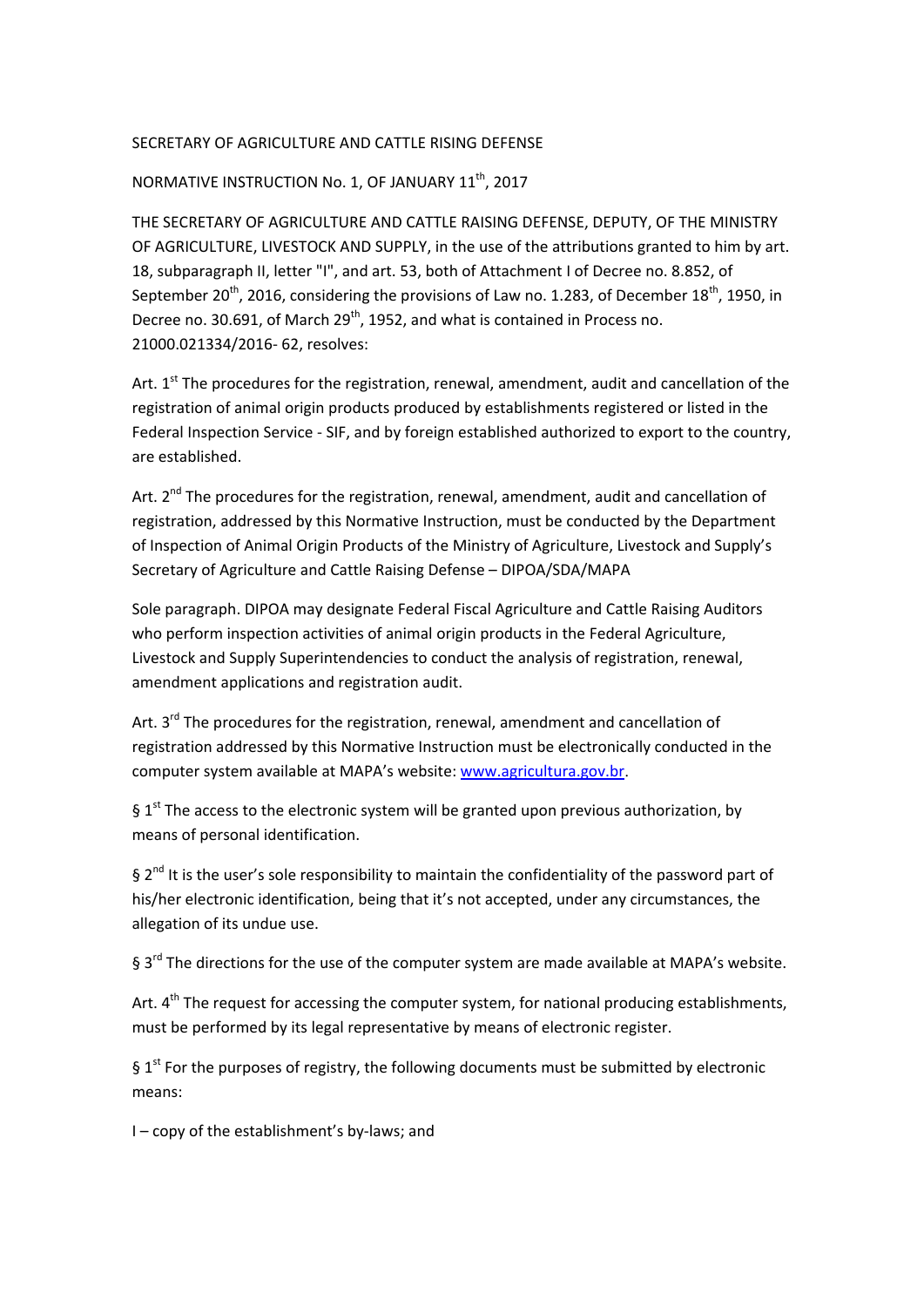SECRETARY OF AGRICULTURE AND CATTLE RISING DEFENSE

NORMATIVE INSTRUCTION No. 1, OF JANUARY 11th, 2017

THE SECRETARY OF AGRICULTURE AND CATTLE RAISING DEFENSE, DEPUTY, OF THE MINISTRY OF AGRICULTURE, LIVESTOCK AND SUPPLY, in the use of the attributions granted to him by art. 18, subparagraph II, letter "I", and art. 53, both of Attachment I of Decree no. 8.852, of September 20th, 2016, considering the provisions of Law no. 1.283, of December 18th, 1950, in Decree no. 30.691, of March 29th, 1952, and what is contained in Process no. 21000.021334/2016- 62, resolves:

Art. 1st The procedures for the registration, renewal, amendment, audit and cancellation of the registration of animal origin products produced by establishments registered or listed in the Federal Inspection Service - SIF, and by foreign established authorized to export to the country, are established.

Art. 2nd The procedures for the registration, renewal, amendment, audit and cancellation of registration, addressed by this Normative Instruction, must be conducted by the Department of Inspection of Animal Origin Products of the Ministry of Agriculture, Livestock and Supply's Secretary of Agriculture and Cattle Raising Defense – DIPOA/SDA/MAPA

Sole paragraph. DIPOA may designate Federal Fiscal Agriculture and Cattle Raising Auditors who perform inspection activities of animal origin products in the Federal Agriculture, Livestock and Supply Superintendencies to conduct the analysis of registration, renewal, amendment applications and registration audit.

Art. 3rd The procedures for the registration, renewal, amendment and cancellation of registration addressed by this Normative Instruction must be electronically conducted in the computer system available at MAPA's website: www.agricultura.gov.br.

§ 1st The access to the electronic system will be granted upon previous authorization, by means of personal identification.

§ 2nd It is the user's sole responsibility to maintain the confidentiality of the password part of his/her electronic identification, being that it's not accepted, under any circumstances, the allegation of its undue use.

§ 3rd The directions for the use of the computer system are made available at MAPA's website.

Art. 4th The request for accessing the computer system, for national producing establishments, must be performed by its legal representative by means of electronic register.

§ 1st For the purposes of registry, the following documents must be submitted by electronic means:

I – copy of the establishment's by-laws; and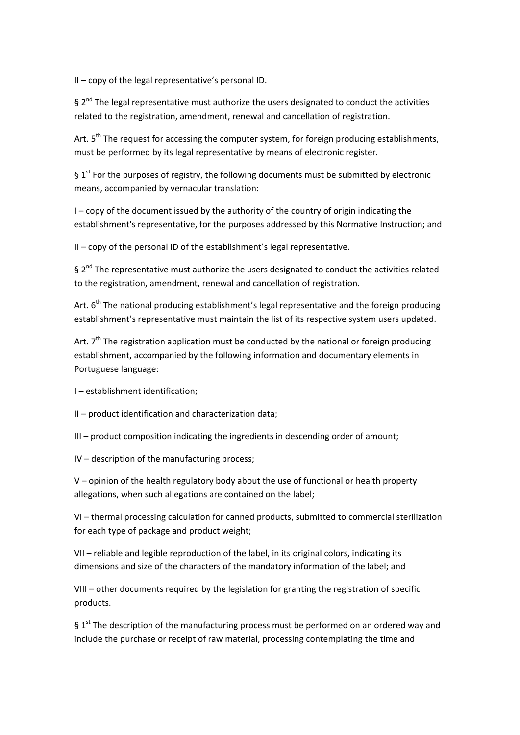II – copy of the legal representative's personal ID.

§ 2nd The legal representative must authorize the users designated to conduct the activities related to the registration, amendment, renewal and cancellation of registration.

Art. 5th The request for accessing the computer system, for foreign producing establishments, must be performed by its legal representative by means of electronic register.

§ 1st For the purposes of registry, the following documents must be submitted by electronic means, accompanied by vernacular translation:

I – copy of the document issued by the authority of the country of origin indicating the establishment's representative, for the purposes addressed by this Normative Instruction; and

II – copy of the personal ID of the establishment's legal representative.

§ 2nd The representative must authorize the users designated to conduct the activities related to the registration, amendment, renewal and cancellation of registration.

Art. 6th The national producing establishment's legal representative and the foreign producing establishment's representative must maintain the list of its respective system users updated.

Art. 7th The registration application must be conducted by the national or foreign producing establishment, accompanied by the following information and documentary elements in Portuguese language:

I – establishment identification;

II – product identification and characterization data;

III – product composition indicating the ingredients in descending order of amount;

IV – description of the manufacturing process;

V – opinion of the health regulatory body about the use of functional or health property allegations, when such allegations are contained on the label;

VI – thermal processing calculation for canned products, submitted to commercial sterilization for each type of package and product weight;

VII – reliable and legible reproduction of the label, in its original colors, indicating its dimensions and size of the characters of the mandatory information of the label; and

VIII – other documents required by the legislation for granting the registration of specific products.

§ 1st The description of the manufacturing process must be performed on an ordered way and include the purchase or receipt of raw material, processing contemplating the time and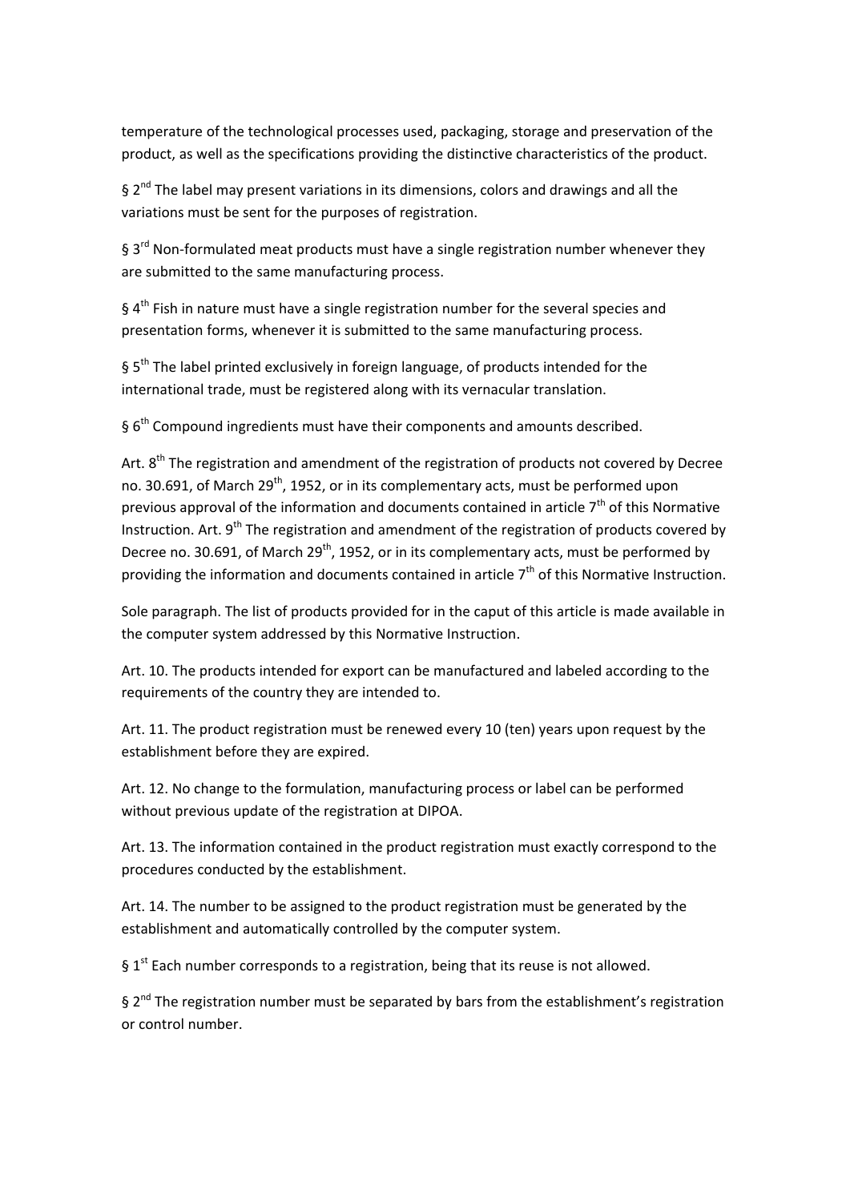temperature of the technological processes used, packaging, storage and preservation of the product, as well as the specifications providing the distinctive characteristics of the product.

§ 2nd The label may present variations in its dimensions, colors and drawings and all the variations must be sent for the purposes of registration.

§ 3rd Non-formulated meat products must have a single registration number whenever they are submitted to the same manufacturing process.

§ 4th Fish in nature must have a single registration number for the several species and presentation forms, whenever it is submitted to the same manufacturing process.

§ 5th The label printed exclusively in foreign language, of products intended for the international trade, must be registered along with its vernacular translation.

§ 6th Compound ingredients must have their components and amounts described.

Art. 8th The registration and amendment of the registration of products not covered by Decree no. 30.691, of March 29th, 1952, or in its complementary acts, must be performed upon previous approval of the information and documents contained in article 7th of this Normative Instruction. Art. 9th The registration and amendment of the registration of products covered by Decree no. 30.691, of March 29th, 1952, or in its complementary acts, must be performed by providing the information and documents contained in article 7th of this Normative Instruction.

Sole paragraph. The list of products provided for in the caput of this article is made available in the computer system addressed by this Normative Instruction.

Art. 10. The products intended for export can be manufactured and labeled according to the requirements of the country they are intended to.

Art. 11. The product registration must be renewed every 10 (ten) years upon request by the establishment before they are expired.

Art. 12. No change to the formulation, manufacturing process or label can be performed without previous update of the registration at DIPOA.

Art. 13. The information contained in the product registration must exactly correspond to the procedures conducted by the establishment.

Art. 14. The number to be assigned to the product registration must be generated by the establishment and automatically controlled by the computer system.

§ 1st Each number corresponds to a registration, being that its reuse is not allowed.

§ 2nd The registration number must be separated by bars from the establishment's registration or control number.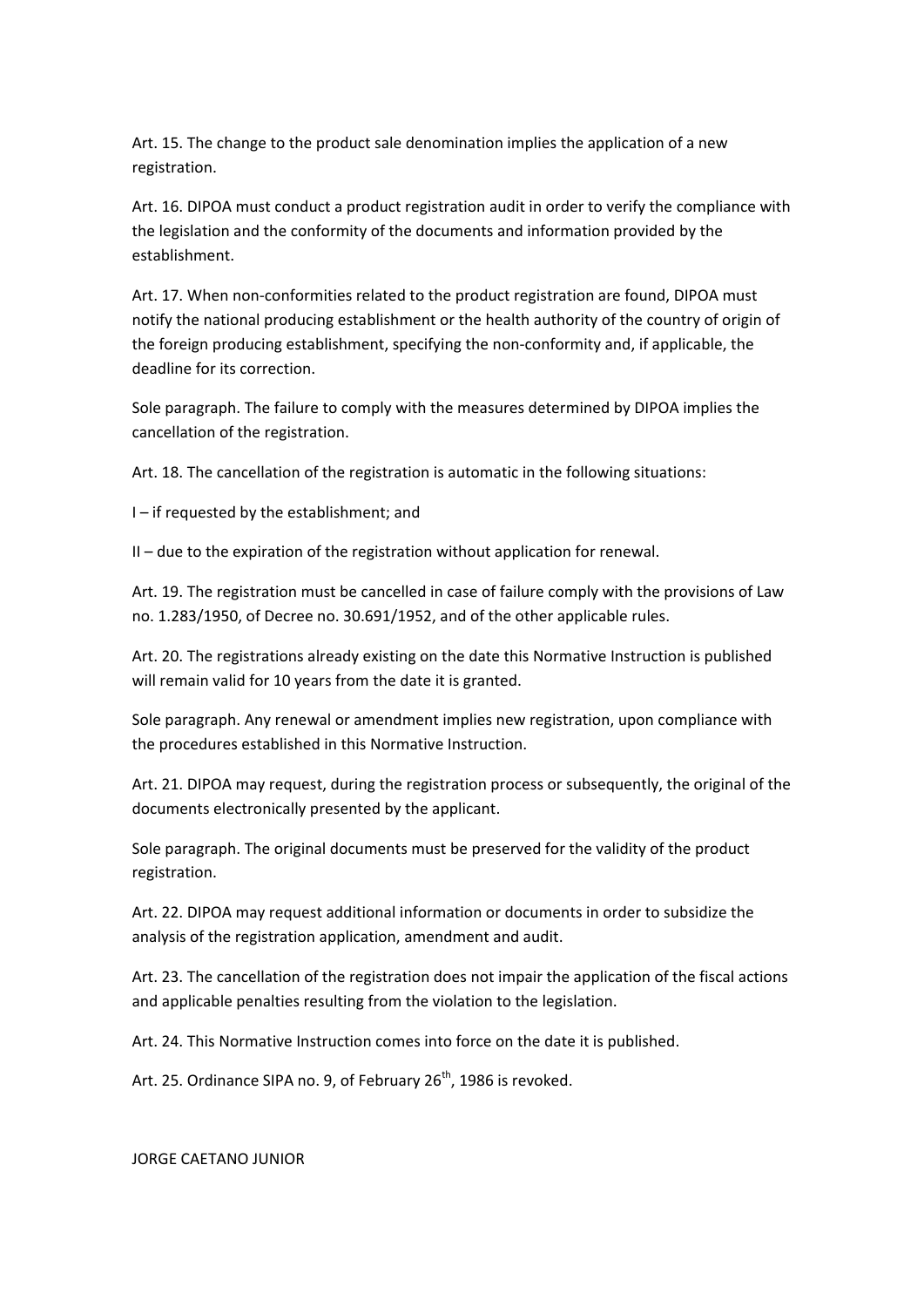Art. 15. The change to the product sale denomination implies the application of a new registration.

Art. 16. DIPOA must conduct a product registration audit in order to verify the compliance with the legislation and the conformity of the documents and information provided by the establishment.

Art. 17. When non-conformities related to the product registration are found, DIPOA must notify the national producing establishment or the health authority of the country of origin of the foreign producing establishment, specifying the non-conformity and, if applicable, the deadline for its correction.

Sole paragraph. The failure to comply with the measures determined by DIPOA implies the cancellation of the registration.

Art. 18. The cancellation of the registration is automatic in the following situations:

I – if requested by the establishment; and

II – due to the expiration of the registration without application for renewal.

Art. 19. The registration must be cancelled in case of failure comply with the provisions of Law no. 1.283/1950, of Decree no. 30.691/1952, and of the other applicable rules.

Art. 20. The registrations already existing on the date this Normative Instruction is published will remain valid for 10 years from the date it is granted.

Sole paragraph. Any renewal or amendment implies new registration, upon compliance with the procedures established in this Normative Instruction.

Art. 21. DIPOA may request, during the registration process or subsequently, the original of the documents electronically presented by the applicant.

Sole paragraph. The original documents must be preserved for the validity of the product registration.

Art. 22. DIPOA may request additional information or documents in order to subsidize the analysis of the registration application, amendment and audit.

Art. 23. The cancellation of the registration does not impair the application of the fiscal actions and applicable penalties resulting from the violation to the legislation.

Art. 24. This Normative Instruction comes into force on the date it is published.

Art. 25. Ordinance SIPA no. 9, of February 26th, 1986 is revoked.

JORGE CAETANO JUNIOR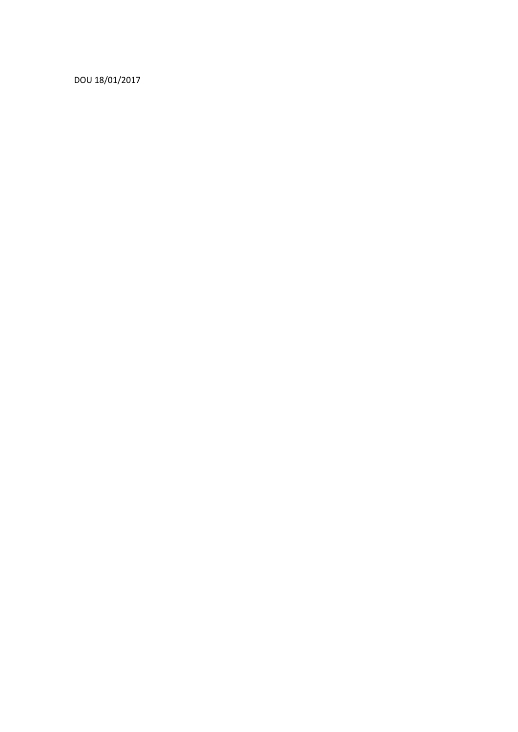DOU 18/01/2017